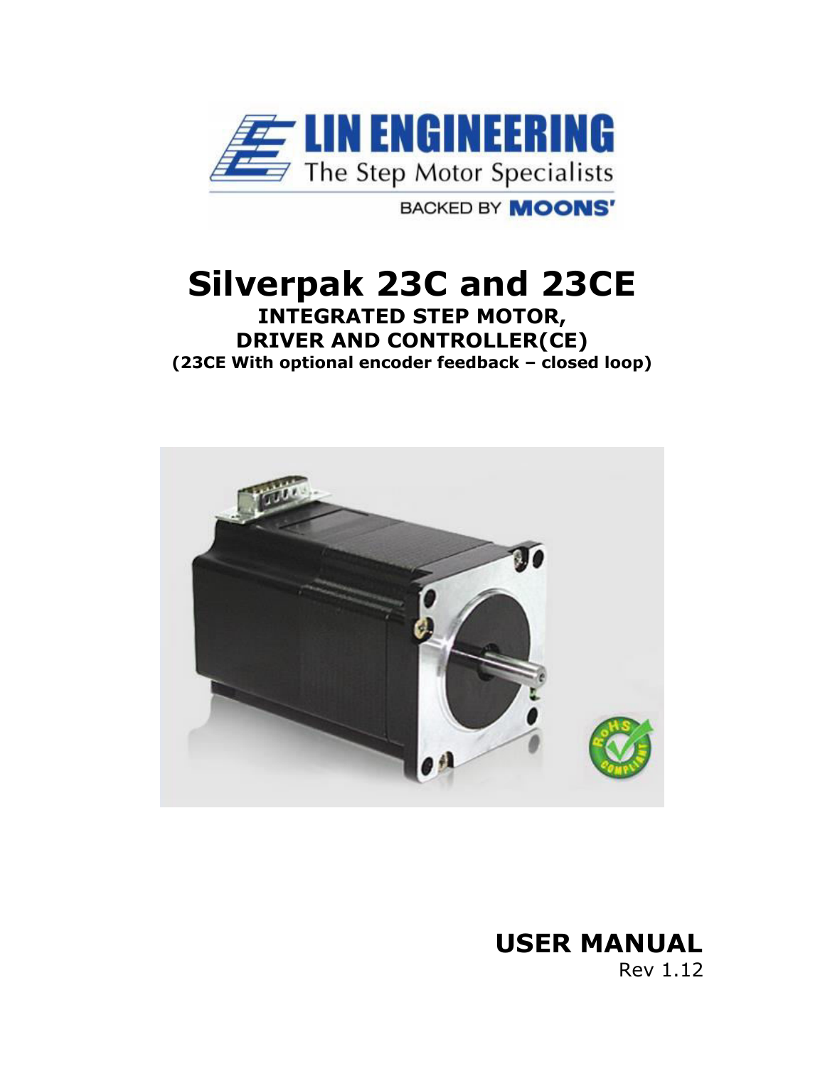LIN ENGINEERING

The Step Motor Specialists

BACKED BY MOONS'

# Silverpak 23C and 23CE

**INTEGRATED STEP MOTOR,**
**DRIVER AND CONTROLLER(CE)**
**(23CE With optional encoder feedback – closed loop)**

**USER MANUAL**

Rev 1.12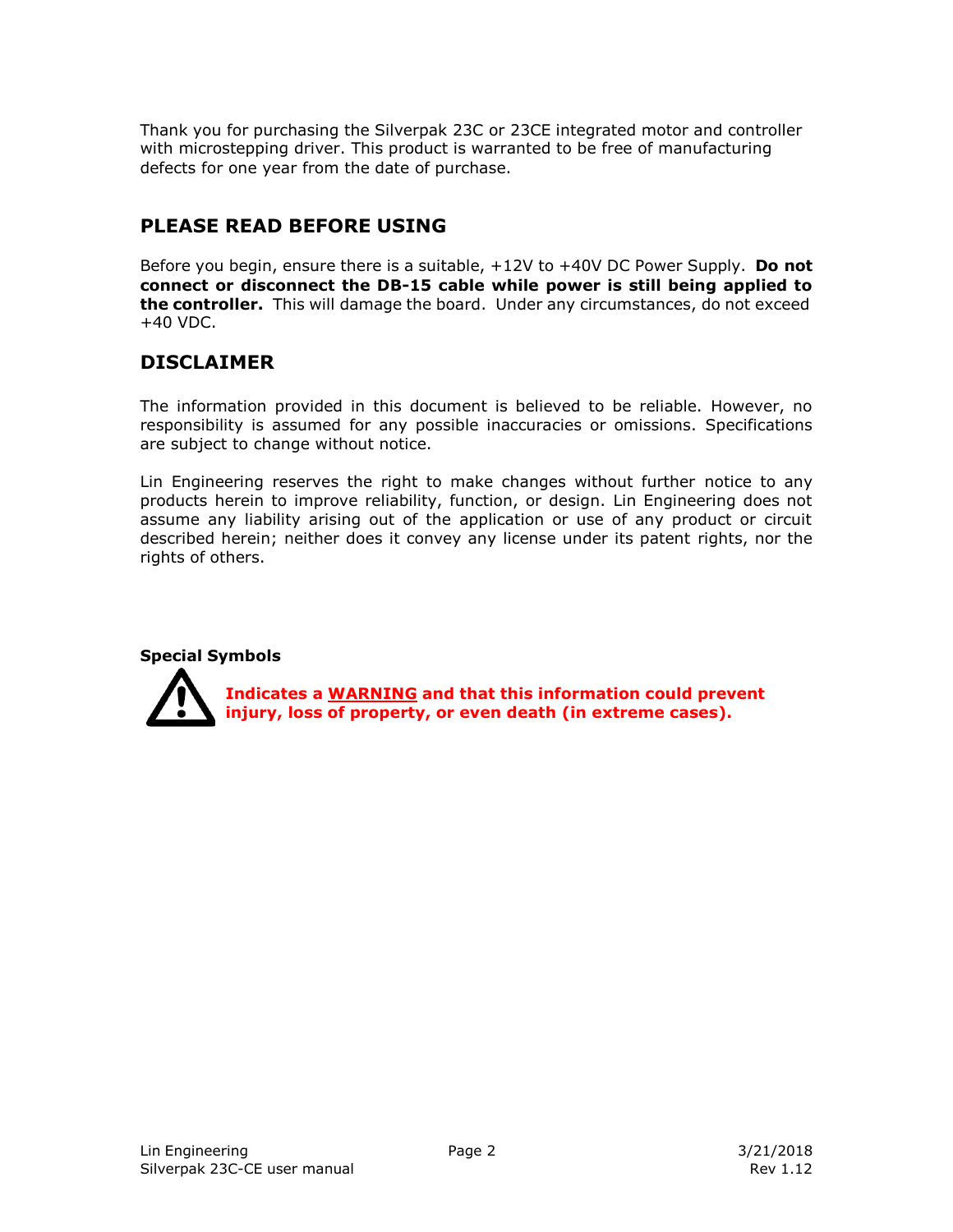Thank you for purchasing the Silverpak 23C or 23CE integrated motor and controller with microstepping driver. This product is warranted to be free of manufacturing defects for one year from the date of purchase.

## PLEASE READ BEFORE USING

Before you begin, ensure there is a suitable, +12V to +40V DC Power Supply. **Do not connect or disconnect the DB-15 cable while power is still being applied to the controller.** This will damage the board. Under any circumstances, do not exceed +40 VDC.

## DISCLAIMER

The information provided in this document is believed to be reliable. However, no responsibility is assumed for any possible inaccuracies or omissions. Specifications are subject to change without notice.

Lin Engineering reserves the right to make changes without further notice to any products herein to improve reliability, function, or design. Lin Engineering does not assume any liability arising out of the application or use of any product or circuit described herein; neither does it convey any license under its patent rights, nor the rights of others.

**Special Symbols**

**Indicates a WARNING and that this information could prevent injury, loss of property, or even death (in extreme cases).**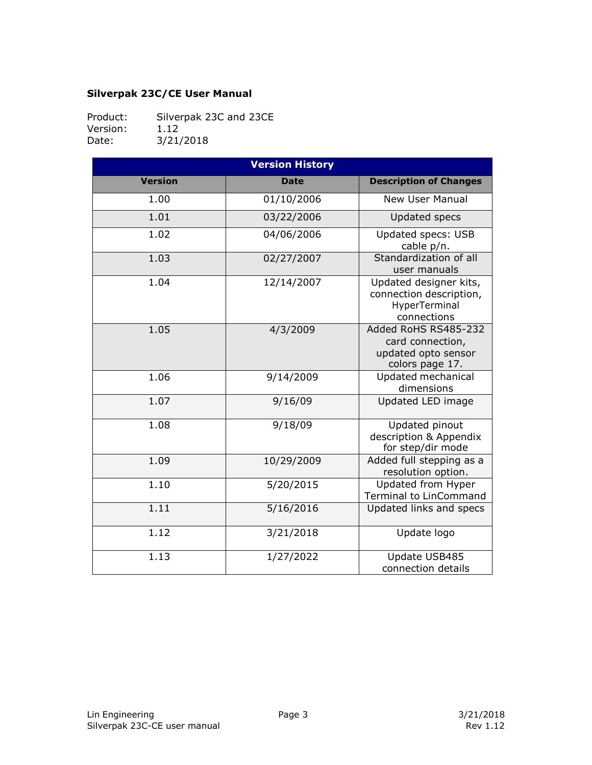**Silverpak 23C/CE User Manual**

Product: Silverpak 23C and 23CE
Version: 1.12
Date: 3/21/2018

| Version History | | |
|---|---|---|
| **Version** | **Date** | **Description of Changes** |
| 1.00 | 01/10/2006 | New User Manual |
| 1.01 | 03/22/2006 | Updated specs |
| 1.02 | 04/06/2006 | Updated specs: USB cable p/n. |
| 1.03 | 02/27/2007 | Standardization of all user manuals |
| 1.04 | 12/14/2007 | Updated designer kits, connection description, HyperTerminal connections |
| 1.05 | 4/3/2009 | Added RoHS RS485-232 card connection, updated opto sensor colors page 17. |
| 1.06 | 9/14/2009 | Updated mechanical dimensions |
| 1.07 | 9/16/09 | Updated LED image |
| 1.08 | 9/18/09 | Updated pinout description & Appendix for step/dir mode |
| 1.09 | 10/29/2009 | Added full stepping as a resolution option. |
| 1.10 | 5/20/2015 | Updated from Hyper Terminal to LinCommand |
| 1.11 | 5/16/2016 | Updated links and specs |
| 1.12 | 3/21/2018 | Update logo |
| 1.13 | 1/27/2022 | Update USB485 connection details |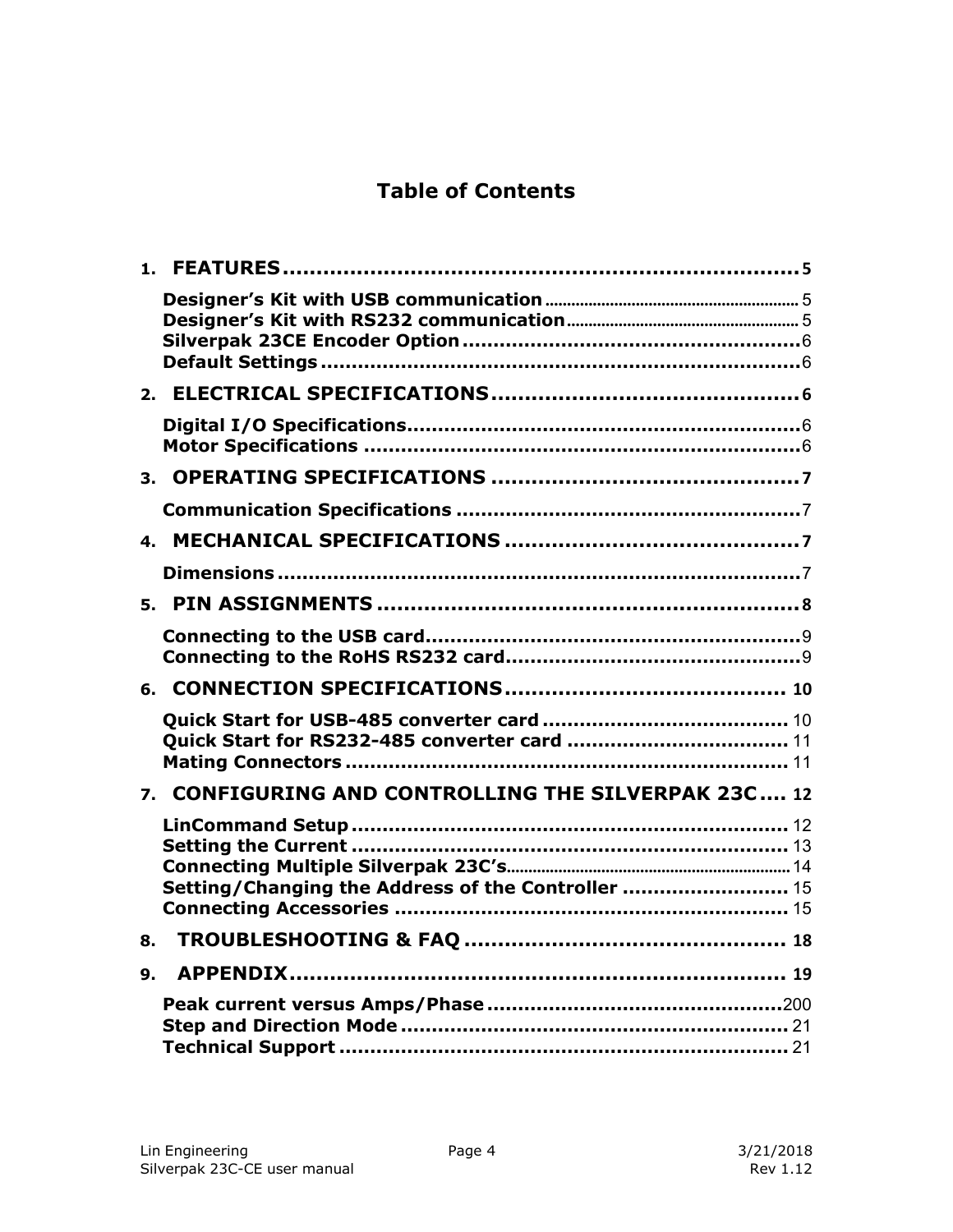# Table of Contents

1. **FEATURES** ........................................................................ 5
   - **Designer's Kit with USB communication** ........................................ 5
   - **Designer's Kit with RS232 communication** ...................................... 5
   - **Silverpak 23CE Encoder Option** ................................................. 6
   - **Default Settings** .............................................................. 6
2. **ELECTRICAL SPECIFICATIONS** ........................................................ 6
   - **Digital I/O Specifications** .................................................... 6
   - **Motor Specifications** .......................................................... 6
3. **OPERATING SPECIFICATIONS** ......................................................... 7
   - **Communication Specifications** .................................................. 7
4. **MECHANICAL SPECIFICATIONS** ........................................................ 7
   - **Dimensions** ..................................................................... 7
5. **PIN ASSIGNMENTS** .................................................................. 8
   - **Connecting to the USB card** ..................................................... 9
   - **Connecting to the RoHS RS232 card** .............................................. 9
6. **CONNECTION SPECIFICATIONS** ........................................................ 10
   - **Quick Start for USB-485 converter card** ......................................... 10
   - **Quick Start for RS232-485 converter card** ....................................... 11
   - **Mating Connectors** .............................................................. 11
7. **CONFIGURING AND CONTROLLING THE SILVERPAK 23C** .................................... 12
   - **LinCommand Setup** ............................................................... 12
   - **Setting the Current** ............................................................ 13
   - **Connecting Multiple Silverpak 23C's** ............................................ 14
   - **Setting/Changing the Address of the Controller** ................................. 15
   - **Connecting Accessories** ......................................................... 15
8. **TROUBLESHOOTING & FAQ** ............................................................ 18
9. **APPENDIX** ......................................................................... 19
   - **Peak current versus Amps/Phase** ................................................. 200
   - **Step and Direction Mode** ........................................................ 21
   - **Technical Support** .............................................................. 21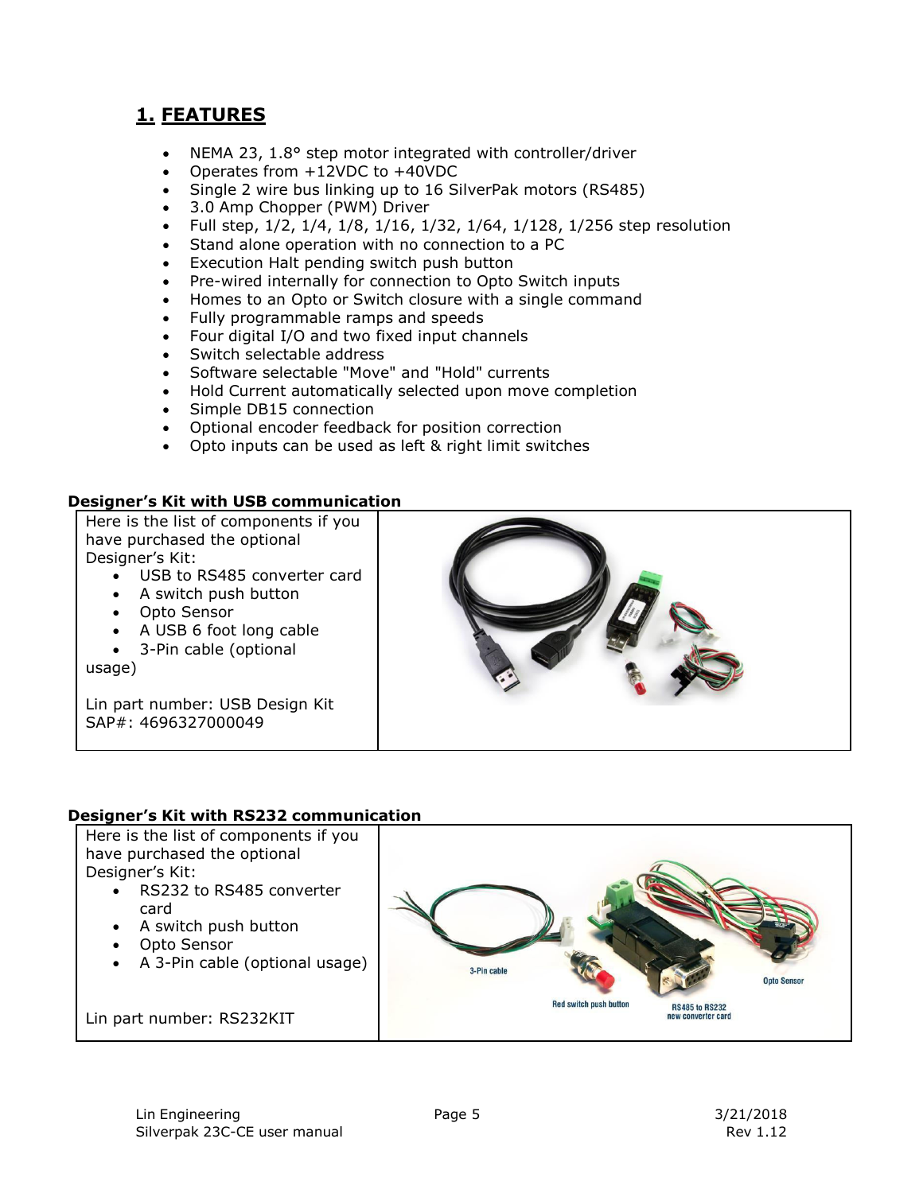## 1. FEATURES

- NEMA 23, 1.8° step motor integrated with controller/driver
- Operates from +12VDC to +40VDC
- Single 2 wire bus linking up to 16 SilverPak motors (RS485)
- 3.0 Amp Chopper (PWM) Driver
- Full step, 1/2, 1/4, 1/8, 1/16, 1/32, 1/64, 1/128, 1/256 step resolution
- Stand alone operation with no connection to a PC
- Execution Halt pending switch push button
- Pre-wired internally for connection to Opto Switch inputs
- Homes to an Opto or Switch closure with a single command
- Fully programmable ramps and speeds
- Four digital I/O and two fixed input channels
- Switch selectable address
- Software selectable "Move" and "Hold" currents
- Hold Current automatically selected upon move completion
- Simple DB15 connection
- Optional encoder feedback for position correction
- Opto inputs can be used as left & right limit switches

**Designer's Kit with USB communication**

Here is the list of components if you have purchased the optional Designer's Kit:

- USB to RS485 converter card
- A switch push button
- Opto Sensor
- A USB 6 foot long cable
- 3-Pin cable (optional usage)

Lin part number: USB Design Kit
SAP#: 4696327000049

**Designer's Kit with RS232 communication**

Here is the list of components if you have purchased the optional Designer's Kit:

- RS232 to RS485 converter card
- A switch push button
- Opto Sensor
- A 3-Pin cable (optional usage)

Lin part number: RS232KIT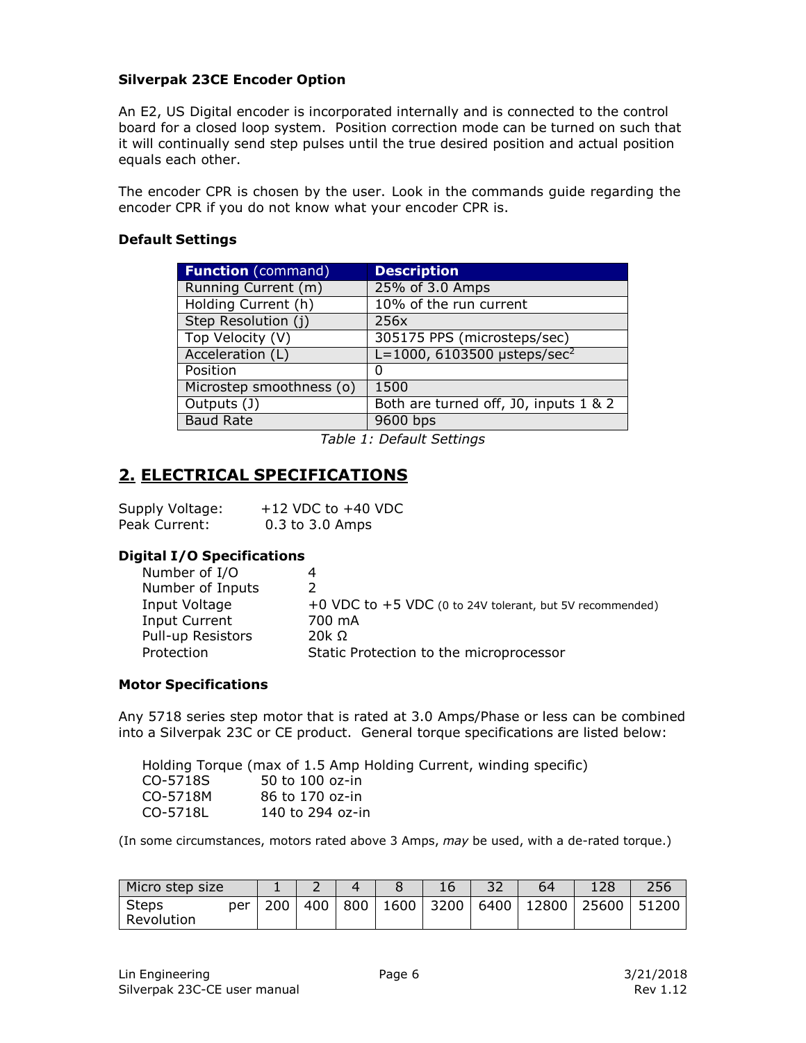### Silverpak 23CE Encoder Option

An E2, US Digital encoder is incorporated internally and is connected to the control board for a closed loop system. Position correction mode can be turned on such that it will continually send step pulses until the true desired position and actual position equals each other.

The encoder CPR is chosen by the user. Look in the commands guide regarding the encoder CPR if you do not know what your encoder CPR is.

### Default Settings

| **Function** (command) | **Description** |
|---|---|
| Running Current (m) | 25% of 3.0 Amps |
| Holding Current (h) | 10% of the run current |
| Step Resolution (j) | 256x |
| Top Velocity (V) | 305175 PPS (microsteps/sec) |
| Acceleration (L) | L=1000, 6103500 µsteps/sec$^2$ |
| Position | 0 |
| Microstep smoothness (o) | 1500 |
| Outputs (J) | Both are turned off, J0, inputs 1 & 2 |
| Baud Rate | 9600 bps |

*Table 1: Default Settings*

## 2. ELECTRICAL SPECIFICATIONS

Supply Voltage: +12 VDC to +40 VDC
Peak Current: 0.3 to 3.0 Amps

### Digital I/O Specifications

- Number of I/O: 4
- Number of Inputs: 2
- Input Voltage: +0 VDC to +5 VDC (0 to 24V tolerant, but 5V recommended)
- Input Current: 700 mA
- Pull-up Resistors: 20k Ω
- Protection: Static Protection to the microprocessor

### Motor Specifications

Any 5718 series step motor that is rated at 3.0 Amps/Phase or less can be combined into a Silverpak 23C or CE product. General torque specifications are listed below:

Holding Torque (max of 1.5 Amp Holding Current, winding specific)

- CO-5718S: 50 to 100 oz-in
- CO-5718M: 86 to 170 oz-in
- CO-5718L: 140 to 294 oz-in

(In some circumstances, motors rated above 3 Amps, *may* be used, with a de-rated torque.)

| Micro step size | 1 | 2 | 4 | 8 | 16 | 32 | 64 | 128 | 256 |
|---|---|---|---|---|---|---|---|---|---|
| Steps per Revolution | 200 | 400 | 800 | 1600 | 3200 | 6400 | 12800 | 25600 | 51200 |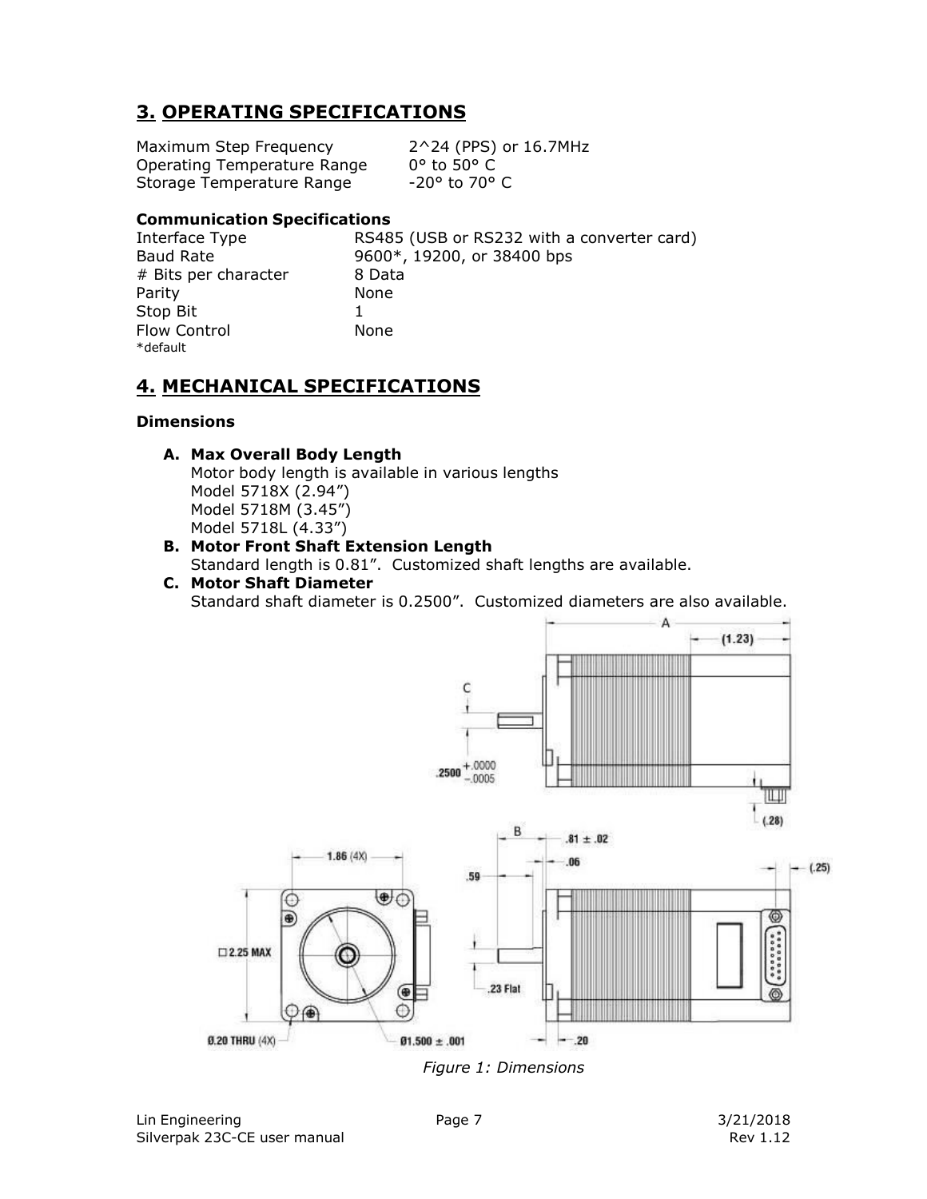## 3. OPERATING SPECIFICATIONS

| | |
|---|---|
| Maximum Step Frequency | 2^24 (PPS) or 16.7MHz |
| Operating Temperature Range | 0° to 50° C |
| Storage Temperature Range | -20° to 70° C |

**Communication Specifications**

| | |
|---|---|
| Interface Type | RS485 (USB or RS232 with a converter card) |
| Baud Rate | 9600*, 19200, or 38400 bps |
| # Bits per character | 8 Data |
| Parity | None |
| Stop Bit | 1 |
| Flow Control | None |

*default

## 4. MECHANICAL SPECIFICATIONS

**Dimensions**

A. **Max Overall Body Length**
   Motor body length is available in various lengths
   Model 5718X (2.94")
   Model 5718M (3.45")
   Model 5718L (4.33")
B. **Motor Front Shaft Extension Length**
   Standard length is 0.81". Customized shaft lengths are available.
C. **Motor Shaft Diameter**
   Standard shaft diameter is 0.2500". Customized diameters are also available.

*Figure 1: Dimensions*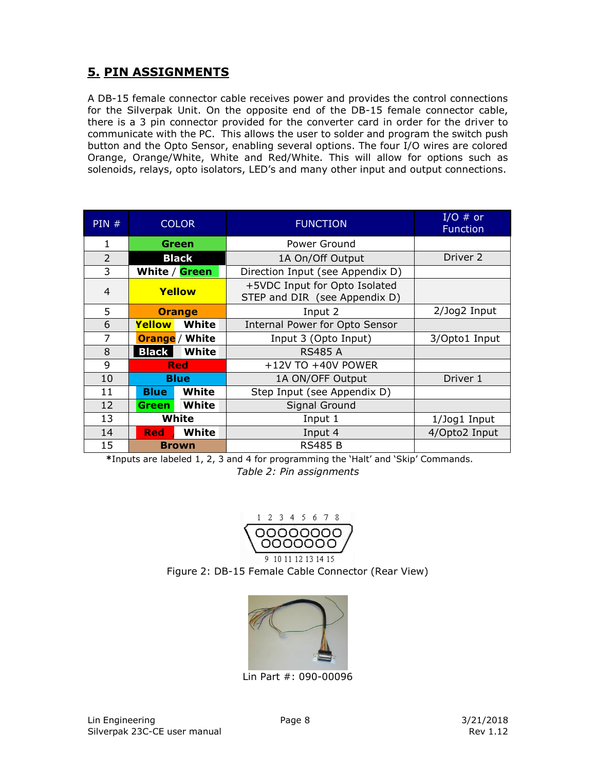## 5. PIN ASSIGNMENTS

A DB-15 female connector cable receives power and provides the control connections for the Silverpak Unit. On the opposite end of the DB-15 female connector cable, there is a 3 pin connector provided for the converter card in order for the driver to communicate with the PC. This allows the user to solder and program the switch push button and the Opto Sensor, enabling several options. The four I/O wires are colored Orange, Orange/White, White and Red/White. This will allow for options such as solenoids, relays, opto isolators, LED's and many other input and output connections.

| PIN # | COLOR | FUNCTION | I/O # or Function |
|---|---|---|---|
| 1 | **Green** | Power Ground | |
| 2 | **Black** | 1A On/Off Output | Driver 2 |
| 3 | **White** / **Green** | Direction Input (see Appendix D) | |
| 4 | **Yellow** | +5VDC Input for Opto Isolated STEP and DIR (see Appendix D) | |
| 5 | **Orange** | Input 2 | 2/Jog2 Input |
| 6 | **Yellow** **White** | Internal Power for Opto Sensor | |
| 7 | **Orange** / **White** | Input 3 (Opto Input) | 3/Opto1 Input |
| 8 | **Black** **White** | RS485 A | |
| 9 | **Red** | +12V TO +40V POWER | |
| 10 | **Blue** | 1A ON/OFF Output | Driver 1 |
| 11 | **Blue** **White** | Step Input (see Appendix D) | |
| 12 | **Green** **White** | Signal Ground | |
| 13 | **White** | Input 1 | 1/Jog1 Input |
| 14 | **Red** **White** | Input 4 | 4/Opto2 Input |
| 15 | **Brown** | RS485 B | |

**\***Inputs are labeled 1, 2, 3 and 4 for programming the 'Halt' and 'Skip' Commands.

*Table 2: Pin assignments*

Figure 2: DB-15 Female Cable Connector (Rear View)

Lin Part #: 090-00096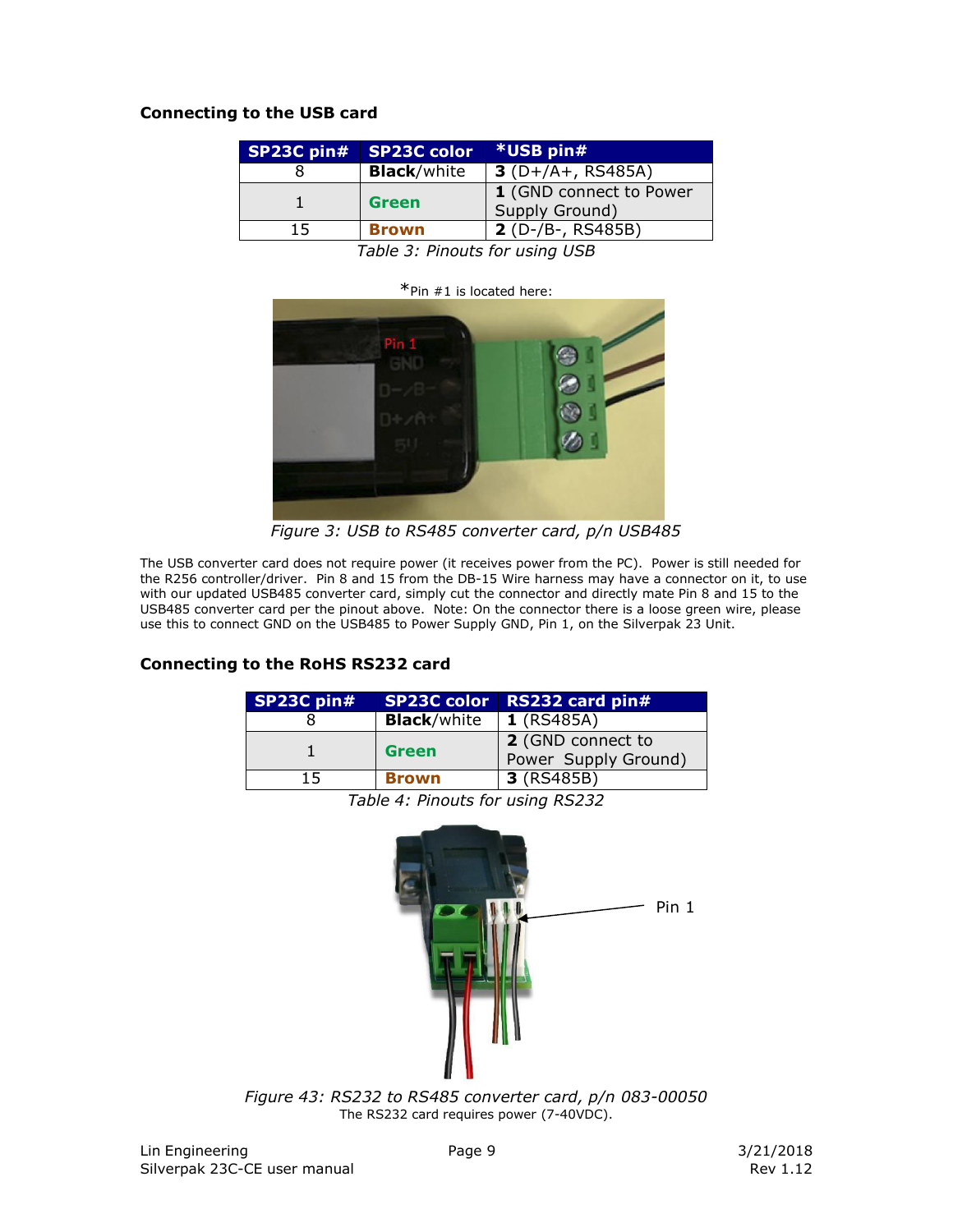### Connecting to the USB card

| SP23C pin# | SP23C color | *USB pin# |
|---|---|---|
| 8 | **Black**/white | **3** (D+/A+, RS485A) |
| 1 | **Green** | **1** (GND connect to Power Supply Ground) |
| 15 | **Brown** | **2** (D-/B-, RS485B) |

*Table 3: Pinouts for using USB*

*Pin #1 is located here:

*Figure 3: USB to RS485 converter card, p/n USB485*

The USB converter card does not require power (it receives power from the PC). Power is still needed for the R256 controller/driver. Pin 8 and 15 from the DB-15 Wire harness may have a connector on it, to use with our updated USB485 converter card, simply cut the connector and directly mate Pin 8 and 15 to the USB485 converter card per the pinout above. Note: On the connector there is a loose green wire, please use this to connect GND on the USB485 to Power Supply GND, Pin 1, on the Silverpak 23 Unit.

### Connecting to the RoHS RS232 card

| SP23C pin# | SP23C color | RS232 card pin# |
|---|---|---|
| 8 | **Black**/white | **1** (RS485A) |
| 1 | **Green** | **2** (GND connect to Power Supply Ground) |
| 15 | **Brown** | **3** (RS485B) |

*Table 4: Pinouts for using RS232*

*Figure 43: RS232 to RS485 converter card, p/n 083-00050*

The RS232 card requires power (7-40VDC).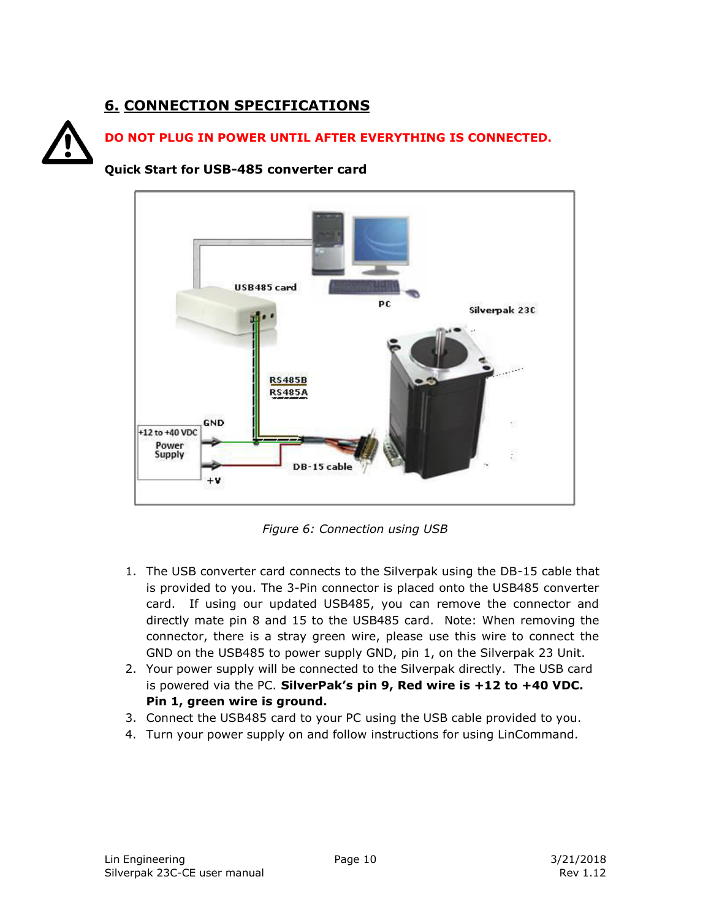## 6. CONNECTION SPECIFICATIONS

**DO NOT PLUG IN POWER UNTIL AFTER EVERYTHING IS CONNECTED.**

**Quick Start for USB-485 converter card**

*Figure 6: Connection using USB*

1. The USB converter card connects to the Silverpak using the DB-15 cable that is provided to you. The 3-Pin connector is placed onto the USB485 converter card. If using our updated USB485, you can remove the connector and directly mate pin 8 and 15 to the USB485 card. Note: When removing the connector, there is a stray green wire, please use this wire to connect the GND on the USB485 to power supply GND, pin 1, on the Silverpak 23 Unit.
2. Your power supply will be connected to the Silverpak directly. The USB card is powered via the PC. **SilverPak's pin 9, Red wire is +12 to +40 VDC. Pin 1, green wire is ground.**
3. Connect the USB485 card to your PC using the USB cable provided to you.
4. Turn your power supply on and follow instructions for using LinCommand.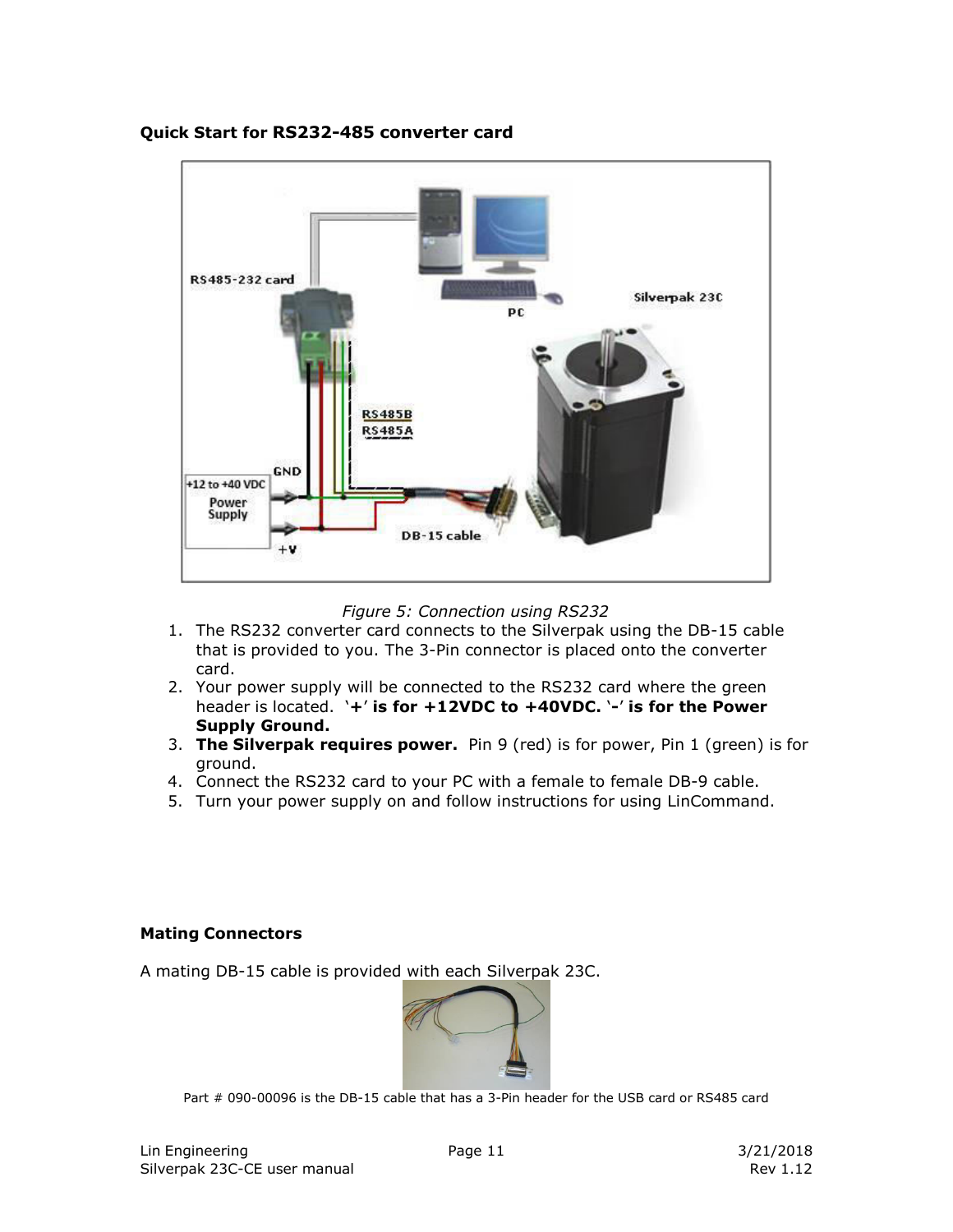**Quick Start for RS232-485 converter card**

*Figure 5: Connection using RS232*

1. The RS232 converter card connects to the Silverpak using the DB-15 cable that is provided to you. The 3-Pin connector is placed onto the converter card.
2. Your power supply will be connected to the RS232 card where the green header is located. **'+' is for +12VDC to +40VDC. '-' is for the Power Supply Ground.**
3. **The Silverpak requires power.** Pin 9 (red) is for power, Pin 1 (green) is for ground.
4. Connect the RS232 card to your PC with a female to female DB-9 cable.
5. Turn your power supply on and follow instructions for using LinCommand.

**Mating Connectors**

A mating DB-15 cable is provided with each Silverpak 23C.

Part # 090-00096 is the DB-15 cable that has a 3-Pin header for the USB card or RS485 card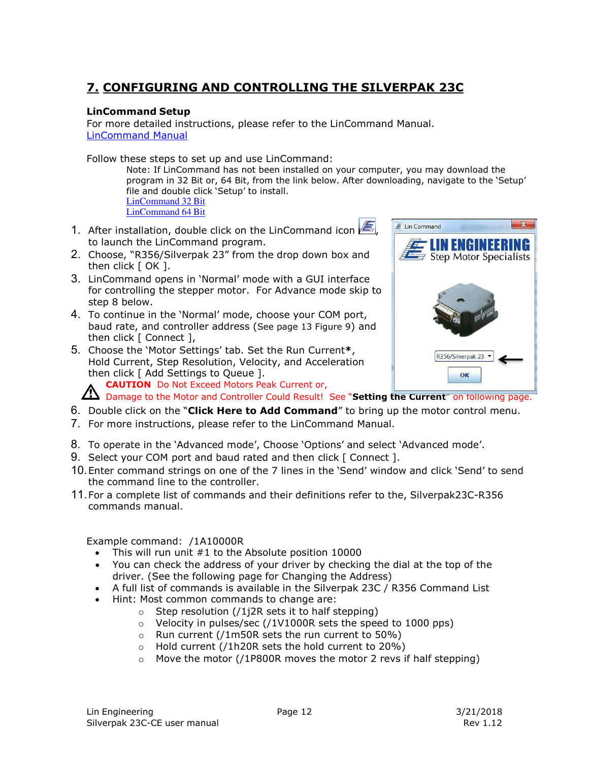## 7. CONFIGURING AND CONTROLLING THE SILVERPAK 23C

**LinCommand Setup**

For more detailed instructions, please refer to the LinCommand Manual.
LinCommand Manual

Follow these steps to set up and use LinCommand:

> Note: If LinCommand has not been installed on your computer, you may download the program in 32 Bit or, 64 Bit, from the link below. After downloading, navigate to the 'Setup' file and double click 'Setup' to install.
> LinCommand 32 Bit
> LinCommand 64 Bit

1. After installation, double click on the LinCommand icon, to launch the LinCommand program.
2. Choose, "R356/Silverpak 23" from the drop down box and then click [ OK ].
3. LinCommand opens in 'Normal' mode with a GUI interface for controlling the stepper motor. For Advance mode skip to step 8 below.
4. To continue in the 'Normal' mode, choose your COM port, baud rate, and controller address (See page 13 Figure 9) and then click [ Connect ],
5. Choose the 'Motor Settings' tab. Set the Run Current**\***, Hold Current, Step Resolution, Velocity, and Acceleration then click [ Add Settings to Queue ].

   **CAUTION** Do Not Exceed Motors Peak Current or, Damage to the Motor and Controller Could Result! See "**Setting the Current**" on following page.
6. Double click on the "**Click Here to Add Command**" to bring up the motor control menu.
7. For more instructions, please refer to the LinCommand Manual.
8. To operate in the 'Advanced mode', Choose 'Options' and select 'Advanced mode'.
9. Select your COM port and baud rated and then click [ Connect ].
10. Enter command strings on one of the 7 lines in the 'Send' window and click 'Send' to send the command line to the controller.
11. For a complete list of commands and their definitions refer to the, Silverpak23C-R356 commands manual.

Example command: /1A10000R

- This will run unit #1 to the Absolute position 10000
- You can check the address of your driver by checking the dial at the top of the driver. (See the following page for Changing the Address)
- A full list of commands is available in the Silverpak 23C / R356 Command List
- Hint: Most common commands to change are:
  - Step resolution (/1j2R sets it to half stepping)
  - Velocity in pulses/sec (/1V1000R sets the speed to 1000 pps)
  - Run current (/1m50R sets the run current to 50%)
  - Hold current (/1h20R sets the hold current to 20%)
  - Move the motor (/1P800R moves the motor 2 revs if half stepping)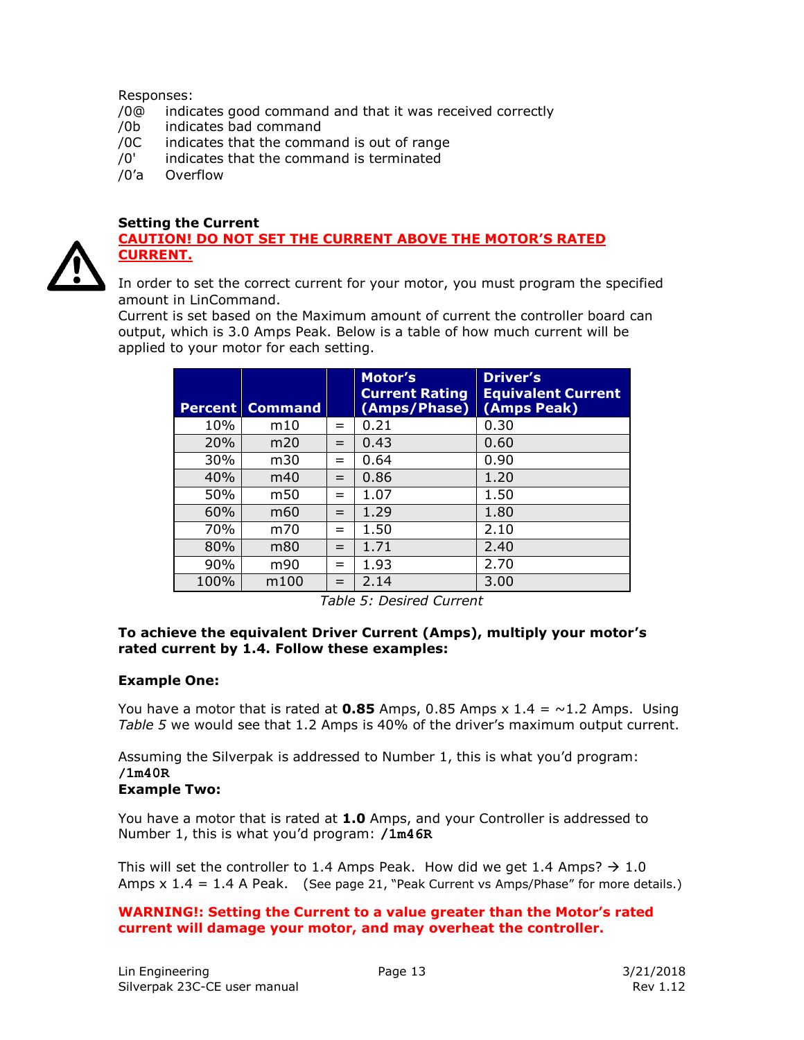Responses:

/0@ indicates good command and that it was received correctly
/0b indicates bad command
/0C indicates that the command is out of range
/0' indicates that the command is terminated
/0'a Overflow

**Setting the Current**

**CAUTION! DO NOT SET THE CURRENT ABOVE THE MOTOR'S RATED CURRENT.**

In order to set the correct current for your motor, you must program the specified amount in LinCommand.

Current is set based on the Maximum amount of current the controller board can output, which is 3.0 Amps Peak. Below is a table of how much current will be applied to your motor for each setting.

| Percent | Command | | Motor's Current Rating (Amps/Phase) | Driver's Equivalent Current (Amps Peak) |
|---|---|---|---|---|
| 10% | m10 | = | 0.21 | 0.30 |
| 20% | m20 | = | 0.43 | 0.60 |
| 30% | m30 | = | 0.64 | 0.90 |
| 40% | m40 | = | 0.86 | 1.20 |
| 50% | m50 | = | 1.07 | 1.50 |
| 60% | m60 | = | 1.29 | 1.80 |
| 70% | m70 | = | 1.50 | 2.10 |
| 80% | m80 | = | 1.71 | 2.40 |
| 90% | m90 | = | 1.93 | 2.70 |
| 100% | m100 | = | 2.14 | 3.00 |

*Table 5: Desired Current*

**To achieve the equivalent Driver Current (Amps), multiply your motor's rated current by 1.4. Follow these examples:**

**Example One:**

You have a motor that is rated at **0.85** Amps, 0.85 Amps x 1.4 = ~1.2 Amps. Using *Table 5* we would see that 1.2 Amps is 40% of the driver's maximum output current.

Assuming the Silverpak is addressed to Number 1, this is what you'd program:
**/1m40R**

**Example Two:**

You have a motor that is rated at **1.0** Amps, and your Controller is addressed to Number 1, this is what you'd program: **/1m46R**

This will set the controller to 1.4 Amps Peak. How did we get 1.4 Amps? → 1.0 Amps x 1.4 = 1.4 A Peak. (See page 21, "Peak Current vs Amps/Phase" for more details.)

**WARNING!: Setting the Current to a value greater than the Motor's rated current will damage your motor, and may overheat the controller.**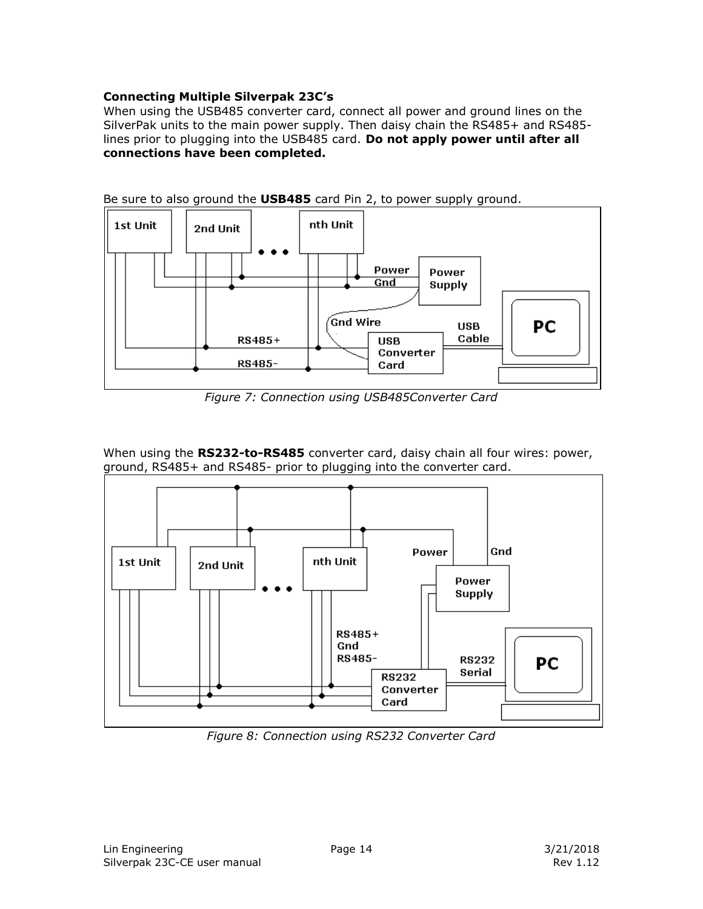**Connecting Multiple Silverpak 23C's**

When using the USB485 converter card, connect all power and ground lines on the SilverPak units to the main power supply. Then daisy chain the RS485+ and RS485- lines prior to plugging into the USB485 card. **Do not apply power until after all connections have been completed.**

Be sure to also ground the **USB485** card Pin 2, to power supply ground.

*Figure 7: Connection using USB485Converter Card*

When using the **RS232-to-RS485** converter card, daisy chain all four wires: power, ground, RS485+ and RS485- prior to plugging into the converter card.

*Figure 8: Connection using RS232 Converter Card*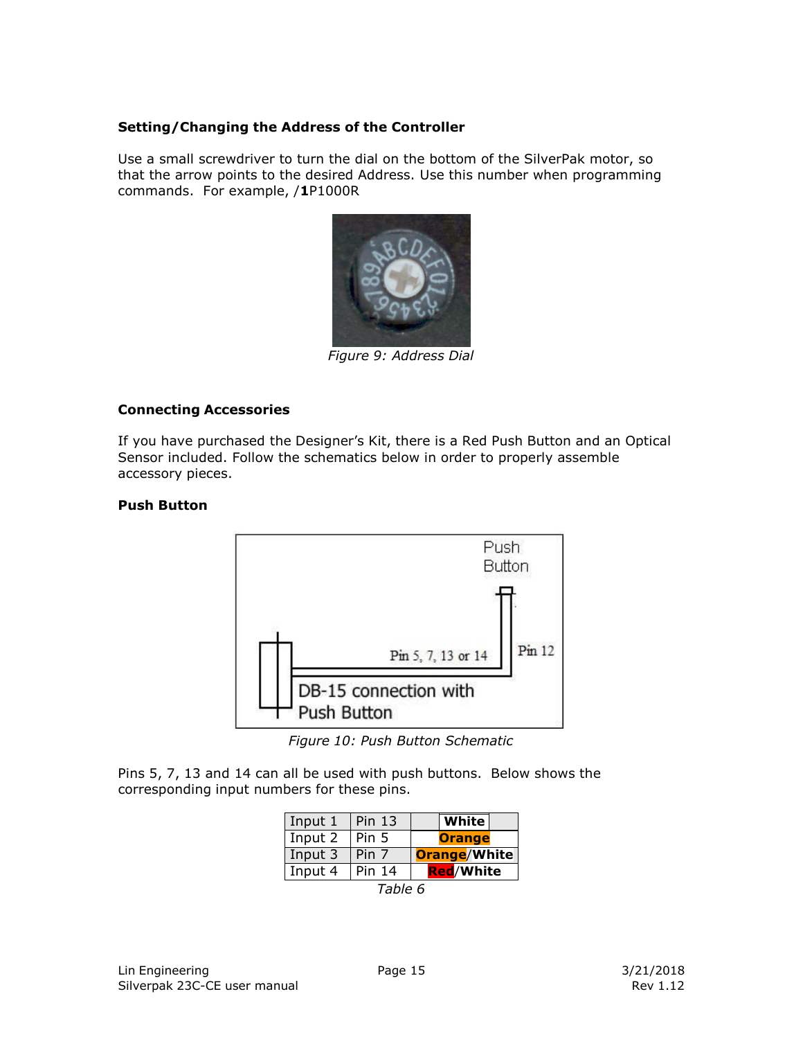**Setting/Changing the Address of the Controller**

Use a small screwdriver to turn the dial on the bottom of the SilverPak motor, so that the arrow points to the desired Address. Use this number when programming commands. For example, /**1**P1000R

*Figure 9: Address Dial*

**Connecting Accessories**

If you have purchased the Designer's Kit, there is a Red Push Button and an Optical Sensor included. Follow the schematics below in order to properly assemble accessory pieces.

**Push Button**

*Figure 10: Push Button Schematic*

Pins 5, 7, 13 and 14 can all be used with push buttons. Below shows the corresponding input numbers for these pins.

| Input 1 | Pin 13 | **White** |
|---|---|---|
| Input 2 | Pin 5 | **Orange** |
| Input 3 | Pin 7 | **Orange/White** |
| Input 4 | Pin 14 | **Red/White** |

*Table 6*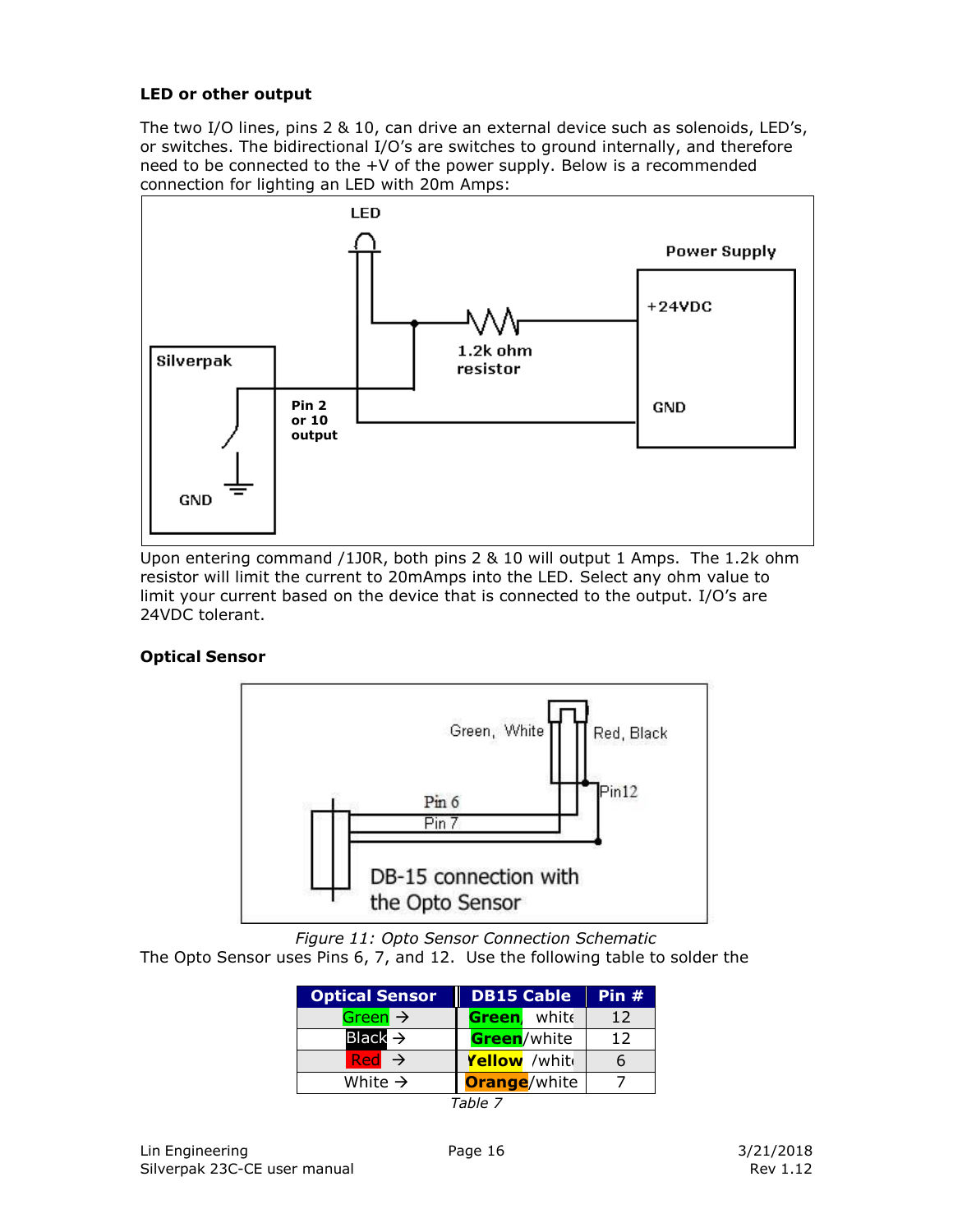### LED or other output

The two I/O lines, pins 2 & 10, can drive an external device such as solenoids, LED's, or switches. The bidirectional I/O's are switches to ground internally, and therefore need to be connected to the +V of the power supply. Below is a recommended connection for lighting an LED with 20m Amps:

Upon entering command /1J0R, both pins 2 & 10 will output 1 Amps. The 1.2k ohm resistor will limit the current to 20mAmps into the LED. Select any ohm value to limit your current based on the device that is connected to the output. I/O's are 24VDC tolerant.

### Optical Sensor

*Figure 11: Opto Sensor Connection Schematic*

The Opto Sensor uses Pins 6, 7, and 12. Use the following table to solder the

| Optical Sensor | DB15 Cable | Pin # |
|---|---|---|
| Green → | Green/white | 12 |
| Black → | Green/white | 12 |
| Red → | Yellow /white | 6 |
| White → | Orange/white | 7 |

*Table 7*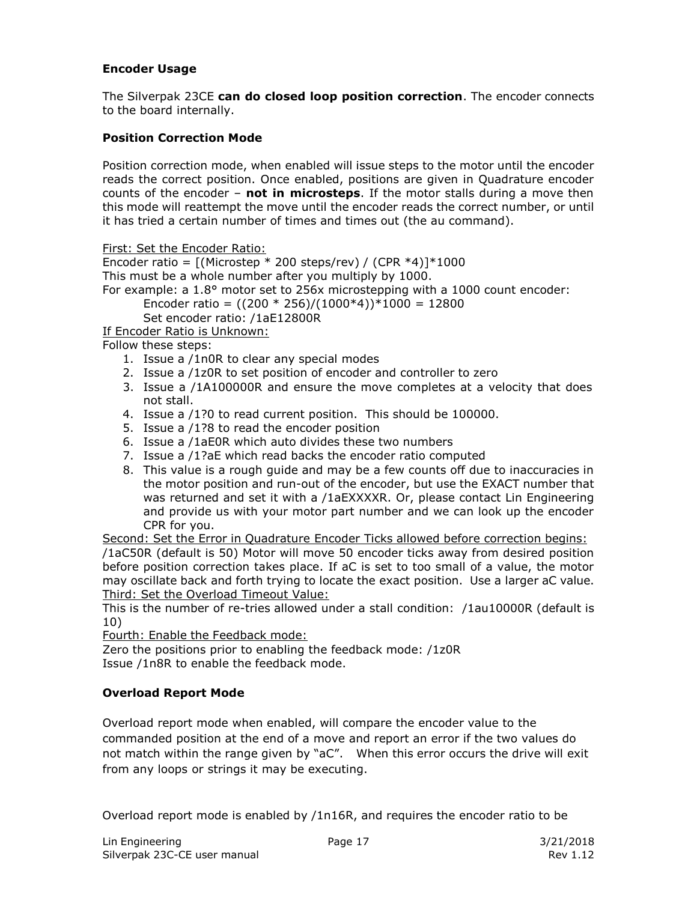### Encoder Usage

The Silverpak 23CE **can do closed loop position correction**. The encoder connects to the board internally.

### Position Correction Mode

Position correction mode, when enabled will issue steps to the motor until the encoder reads the correct position. Once enabled, positions are given in Quadrature encoder counts of the encoder – **not in microsteps**. If the motor stalls during a move then this mode will reattempt the move until the encoder reads the correct number, or until it has tried a certain number of times and times out (the au command).

<u>First: Set the Encoder Ratio:</u>
Encoder ratio = [(Microstep * 200 steps/rev) / (CPR *4)]*1000
This must be a whole number after you multiply by 1000.
For example: a 1.8° motor set to 256x microstepping with a 1000 count encoder:

Encoder ratio = ((200 * 256)/(1000*4))*1000 = 12800
Set encoder ratio: /1aE12800R

<u>If Encoder Ratio is Unknown:</u>
Follow these steps:

1. Issue a /1n0R to clear any special modes
2. Issue a /1z0R to set position of encoder and controller to zero
3. Issue a /1A100000R and ensure the move completes at a velocity that does not stall.
4. Issue a /1?0 to read current position. This should be 100000.
5. Issue a /1?8 to read the encoder position
6. Issue a /1aE0R which auto divides these two numbers
7. Issue a /1?aE which read backs the encoder ratio computed
8. This value is a rough guide and may be a few counts off due to inaccuracies in the motor position and run-out of the encoder, but use the EXACT number that was returned and set it with a /1aEXXXXR. Or, please contact Lin Engineering and provide us with your motor part number and we can look up the encoder CPR for you.

<u>Second: Set the Error in Quadrature Encoder Ticks allowed before correction begins:</u>
/1aC50R (default is 50) Motor will move 50 encoder ticks away from desired position before position correction takes place. If aC is set to too small of a value, the motor may oscillate back and forth trying to locate the exact position. Use a larger aC value.
<u>Third: Set the Overload Timeout Value:</u>
This is the number of re-tries allowed under a stall condition: /1au10000R (default is 10)
<u>Fourth: Enable the Feedback mode:</u>
Zero the positions prior to enabling the feedback mode: /1z0R
Issue /1n8R to enable the feedback mode.

### Overload Report Mode

Overload report mode when enabled, will compare the encoder value to the commanded position at the end of a move and report an error if the two values do not match within the range given by "aC". When this error occurs the drive will exit from any loops or strings it may be executing.

Overload report mode is enabled by /1n16R, and requires the encoder ratio to be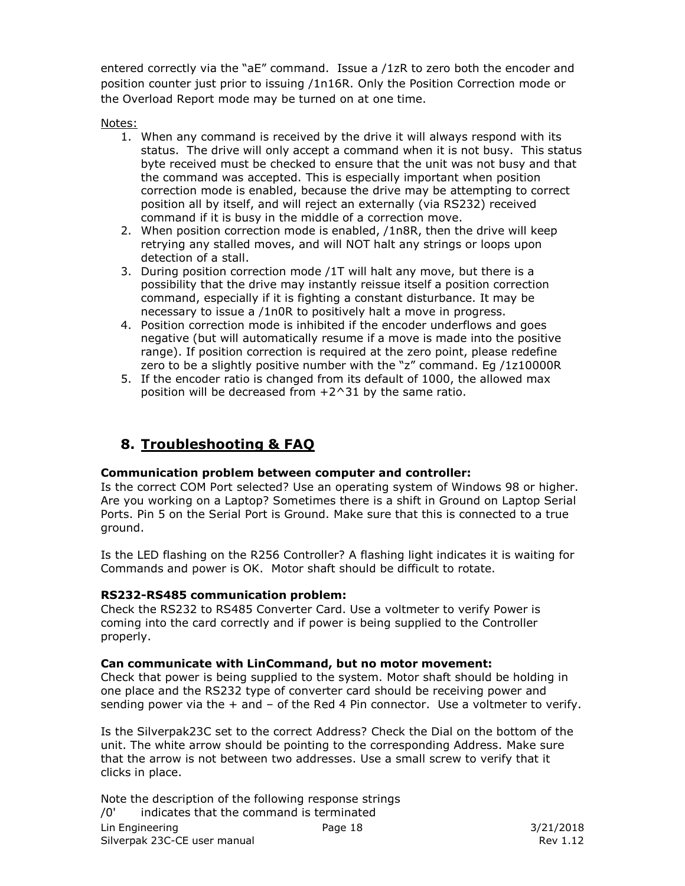entered correctly via the "aE" command. Issue a /1zR to zero both the encoder and position counter just prior to issuing /1n16R. Only the Position Correction mode or the Overload Report mode may be turned on at one time.

Notes:

1. When any command is received by the drive it will always respond with its status. The drive will only accept a command when it is not busy. This status byte received must be checked to ensure that the unit was not busy and that the command was accepted. This is especially important when position correction mode is enabled, because the drive may be attempting to correct position all by itself, and will reject an externally (via RS232) received command if it is busy in the middle of a correction move.
2. When position correction mode is enabled, /1n8R, then the drive will keep retrying any stalled moves, and will NOT halt any strings or loops upon detection of a stall.
3. During position correction mode /1T will halt any move, but there is a possibility that the drive may instantly reissue itself a position correction command, especially if it is fighting a constant disturbance. It may be necessary to issue a /1n0R to positively halt a move in progress.
4. Position correction mode is inhibited if the encoder underflows and goes negative (but will automatically resume if a move is made into the positive range). If position correction is required at the zero point, please redefine zero to be a slightly positive number with the "z" command. Eg /1z10000R
5. If the encoder ratio is changed from its default of 1000, the allowed max position will be decreased from +2^31 by the same ratio.

# 8. Troubleshooting & FAQ

**Communication problem between computer and controller:**
Is the correct COM Port selected? Use an operating system of Windows 98 or higher. Are you working on a Laptop? Sometimes there is a shift in Ground on Laptop Serial Ports. Pin 5 on the Serial Port is Ground. Make sure that this is connected to a true ground.

Is the LED flashing on the R256 Controller? A flashing light indicates it is waiting for Commands and power is OK. Motor shaft should be difficult to rotate.

**RS232-RS485 communication problem:**
Check the RS232 to RS485 Converter Card. Use a voltmeter to verify Power is coming into the card correctly and if power is being supplied to the Controller properly.

**Can communicate with LinCommand, but no motor movement:**
Check that power is being supplied to the system. Motor shaft should be holding in one place and the RS232 type of converter card should be receiving power and sending power via the + and – of the Red 4 Pin connector. Use a voltmeter to verify.

Is the Silverpak23C set to the correct Address? Check the Dial on the bottom of the unit. The white arrow should be pointing to the corresponding Address. Make sure that the arrow is not between two addresses. Use a small screw to verify that it clicks in place.

Note the description of the following response strings
/0' indicates that the command is terminated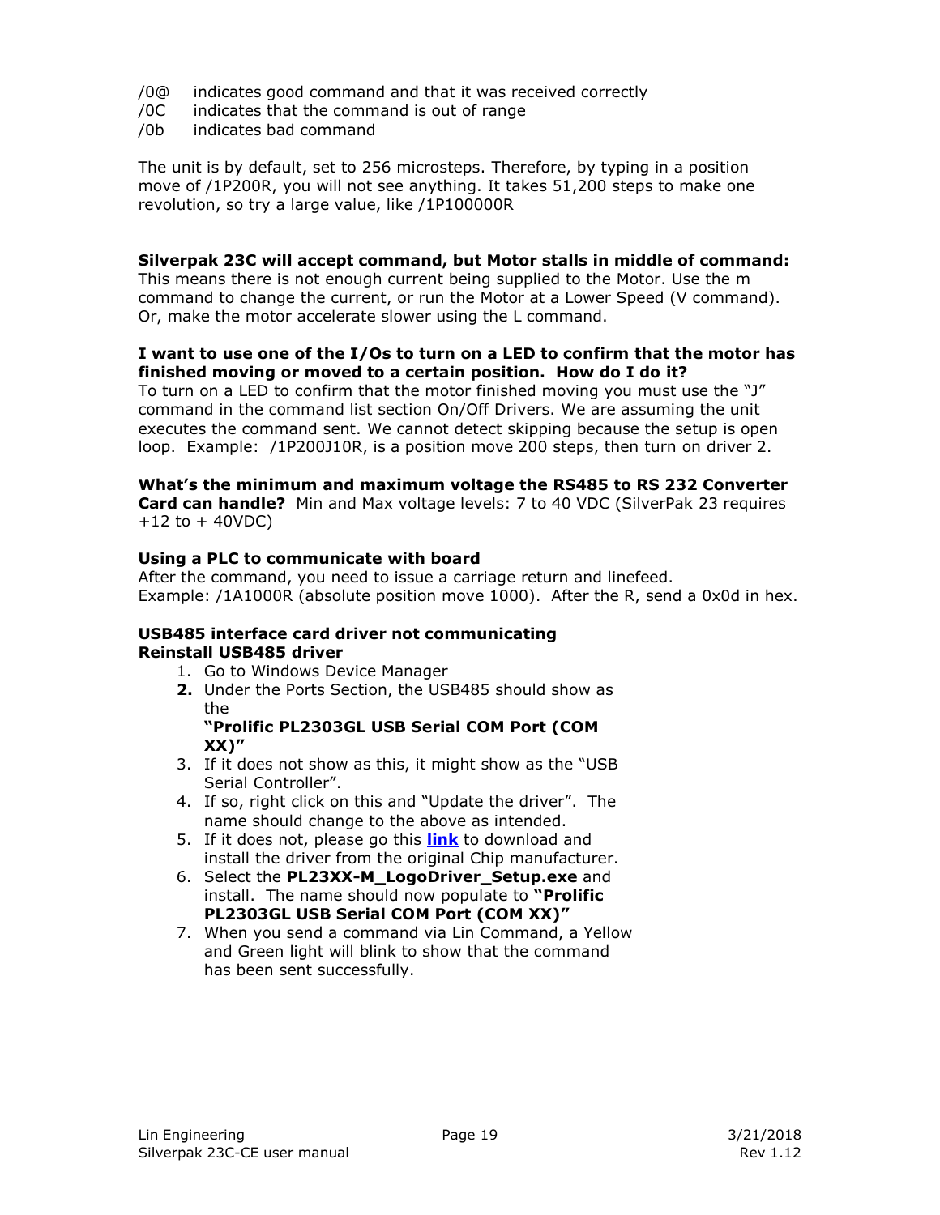/0@ indicates good command and that it was received correctly
/0C indicates that the command is out of range
/0b indicates bad command

The unit is by default, set to 256 microsteps. Therefore, by typing in a position move of /1P200R, you will not see anything. It takes 51,200 steps to make one revolution, so try a large value, like /1P100000R

**Silverpak 23C will accept command, but Motor stalls in middle of command:**
This means there is not enough current being supplied to the Motor. Use the m command to change the current, or run the Motor at a Lower Speed (V command). Or, make the motor accelerate slower using the L command.

**I want to use one of the I/Os to turn on a LED to confirm that the motor has finished moving or moved to a certain position. How do I do it?**
To turn on a LED to confirm that the motor finished moving you must use the "J" command in the command list section On/Off Drivers. We are assuming the unit executes the command sent. We cannot detect skipping because the setup is open loop. Example: /1P200J10R, is a position move 200 steps, then turn on driver 2.

**What's the minimum and maximum voltage the RS485 to RS 232 Converter Card can handle?** Min and Max voltage levels: 7 to 40 VDC (SilverPak 23 requires +12 to + 40VDC)

**Using a PLC to communicate with board**
After the command, you need to issue a carriage return and linefeed.
Example: /1A1000R (absolute position move 1000). After the R, send a 0x0d in hex.

**USB485 interface card driver not communicating**
**Reinstall USB485 driver**

1. Go to Windows Device Manager
2. Under the Ports Section, the USB485 should show as the
   **"Prolific PL2303GL USB Serial COM Port (COM XX)"**
3. If it does not show as this, it might show as the "USB Serial Controller".
4. If so, right click on this and "Update the driver". The name should change to the above as intended.
5. If it does not, please go this **link** to download and install the driver from the original Chip manufacturer.
6. Select the **PL23XX-M_LogoDriver_Setup.exe** and install. The name should now populate to **"Prolific PL2303GL USB Serial COM Port (COM XX)"**
7. When you send a command via Lin Command, a Yellow and Green light will blink to show that the command has been sent successfully.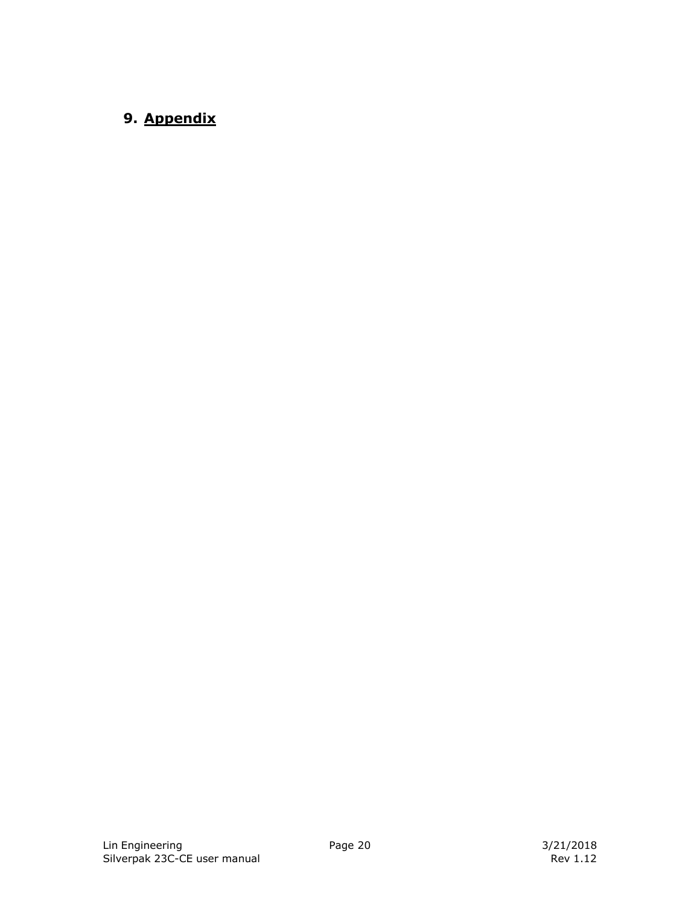## 9. Appendix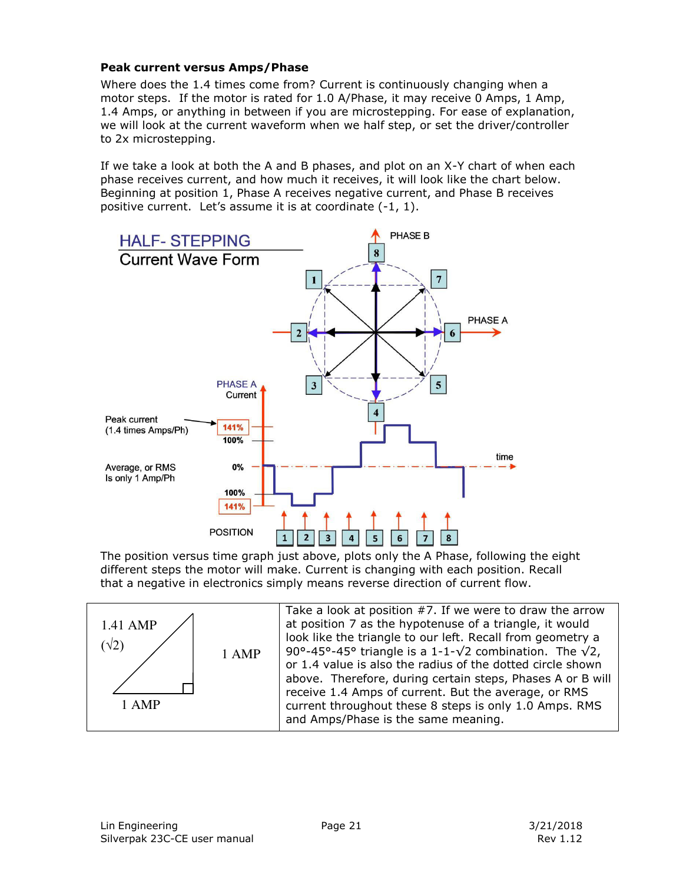**Peak current versus Amps/Phase**

Where does the 1.4 times come from? Current is continuously changing when a motor steps. If the motor is rated for 1.0 A/Phase, it may receive 0 Amps, 1 Amp, 1.4 Amps, or anything in between if you are microstepping. For ease of explanation, we will look at the current waveform when we half step, or set the driver/controller to 2x microstepping.

If we take a look at both the A and B phases, and plot on an X-Y chart of when each phase receives current, and how much it receives, it will look like the chart below. Beginning at position 1, Phase A receives negative current, and Phase B receives positive current. Let's assume it is at coordinate (-1, 1).

HALF- STEPPING
Current Wave Form

PHASE B, PHASE A, PHASE A Current, Peak current (1.4 times Amps/Ph), 141%, 100%, 0%, 100%, 141%, Average, or RMS Is only 1 Amp/Ph, time, POSITION 1 2 3 4 5 6 7 8

The position versus time graph just above, plots only the A Phase, following the eight different steps the motor will make. Current is changing with each position. Recall that a negative in electronics simply means reverse direction of current flow.

| 1.41 AMP ($\sqrt{2}$) — 1 AMP — 1 AMP | Take a look at position #7. If we were to draw the arrow at position 7 as the hypotenuse of a triangle, it would look like the triangle to our left. Recall from geometry a 90°-45°-45° triangle is a 1-1-$\sqrt{2}$ combination. The $\sqrt{2}$, or 1.4 value is also the radius of the dotted circle shown above. Therefore, during certain steps, Phases A or B will receive 1.4 Amps of current. But the average, or RMS current throughout these 8 steps is only 1.0 Amps. RMS and Amps/Phase is the same meaning. |
|---|---|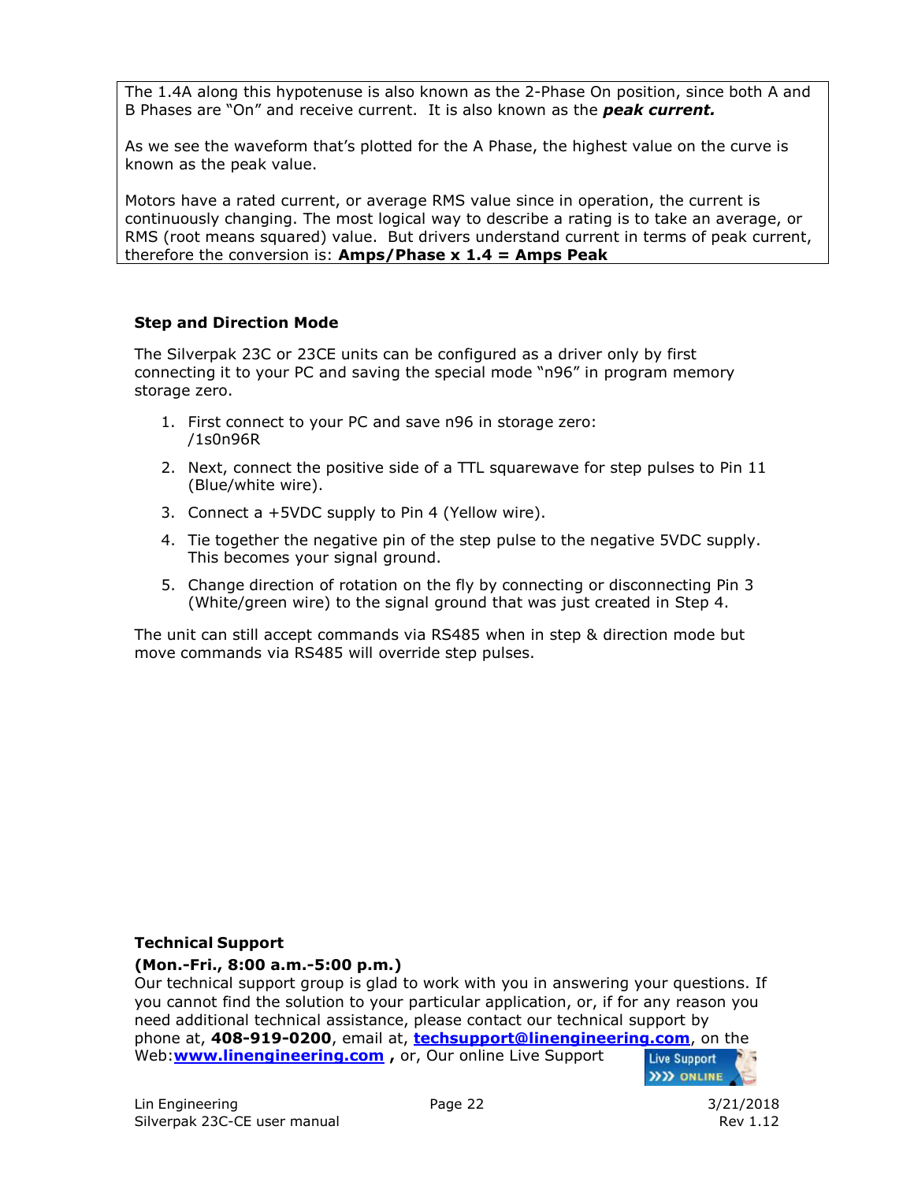The 1.4A along this hypotenuse is also known as the 2-Phase On position, since both A and B Phases are "On" and receive current. It is also known as the ***peak current.***

As we see the waveform that's plotted for the A Phase, the highest value on the curve is known as the peak value.

Motors have a rated current, or average RMS value since in operation, the current is continuously changing. The most logical way to describe a rating is to take an average, or RMS (root means squared) value. But drivers understand current in terms of peak current, therefore the conversion is: **Amps/Phase x 1.4 = Amps Peak**

### Step and Direction Mode

The Silverpak 23C or 23CE units can be configured as a driver only by first connecting it to your PC and saving the special mode "n96" in program memory storage zero.

1. First connect to your PC and save n96 in storage zero:
   /1s0n96R
2. Next, connect the positive side of a TTL squarewave for step pulses to Pin 11 (Blue/white wire).
3. Connect a +5VDC supply to Pin 4 (Yellow wire).
4. Tie together the negative pin of the step pulse to the negative 5VDC supply. This becomes your signal ground.
5. Change direction of rotation on the fly by connecting or disconnecting Pin 3 (White/green wire) to the signal ground that was just created in Step 4.

The unit can still accept commands via RS485 when in step & direction mode but move commands via RS485 will override step pulses.

### Technical Support

**(Mon.-Fri., 8:00 a.m.-5:00 p.m.)**

Our technical support group is glad to work with you in answering your questions. If you cannot find the solution to your particular application, or, if for any reason you need additional technical assistance, please contact our technical support by phone at, **408-919-0200**, email at, **techsupport@linengineering.com**, on the Web:**www.linengineering.com** **,** or, Our online Live Support